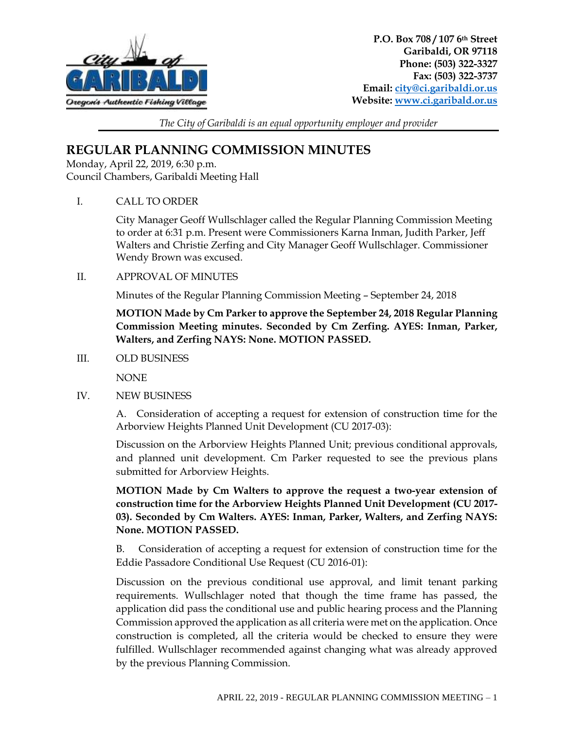P.O. Box 708 / 107 6th Street
Garibaldi, OR 97118
Phone: (503) 322-3327
Fax: (503) 322-3737
Email: city@ci.garibaldi.or.us
Website: www.ci.garibald.or.us

*The City of Garibaldi is an equal opportunity employer and provider*

# REGULAR PLANNING COMMISSION MINUTES

Monday, April 22, 2019, 6:30 p.m.
Council Chambers, Garibaldi Meeting Hall

I. CALL TO ORDER

City Manager Geoff Wullschlager called the Regular Planning Commission Meeting to order at 6:31 p.m. Present were Commissioners Karna Inman, Judith Parker, Jeff Walters and Christie Zerfing and City Manager Geoff Wullschlager. Commissioner Wendy Brown was excused.

II. APPROVAL OF MINUTES

Minutes of the Regular Planning Commission Meeting – September 24, 2018

**MOTION Made by Cm Parker to approve the September 24, 2018 Regular Planning Commission Meeting minutes. Seconded by Cm Zerfing. AYES: Inman, Parker, Walters, and Zerfing NAYS: None. MOTION PASSED.**

III. OLD BUSINESS

NONE

IV. NEW BUSINESS

A. Consideration of accepting a request for extension of construction time for the Arborview Heights Planned Unit Development (CU 2017-03):

Discussion on the Arborview Heights Planned Unit; previous conditional approvals, and planned unit development. Cm Parker requested to see the previous plans submitted for Arborview Heights.

**MOTION Made by Cm Walters to approve the request a two-year extension of construction time for the Arborview Heights Planned Unit Development (CU 2017-03). Seconded by Cm Walters. AYES: Inman, Parker, Walters, and Zerfing NAYS: None. MOTION PASSED.**

B. Consideration of accepting a request for extension of construction time for the Eddie Passadore Conditional Use Request (CU 2016-01):

Discussion on the previous conditional use approval, and limit tenant parking requirements. Wullschlager noted that though the time frame has passed, the application did pass the conditional use and public hearing process and the Planning Commission approved the application as all criteria were met on the application. Once construction is completed, all the criteria would be checked to ensure they were fulfilled. Wullschlager recommended against changing what was already approved by the previous Planning Commission.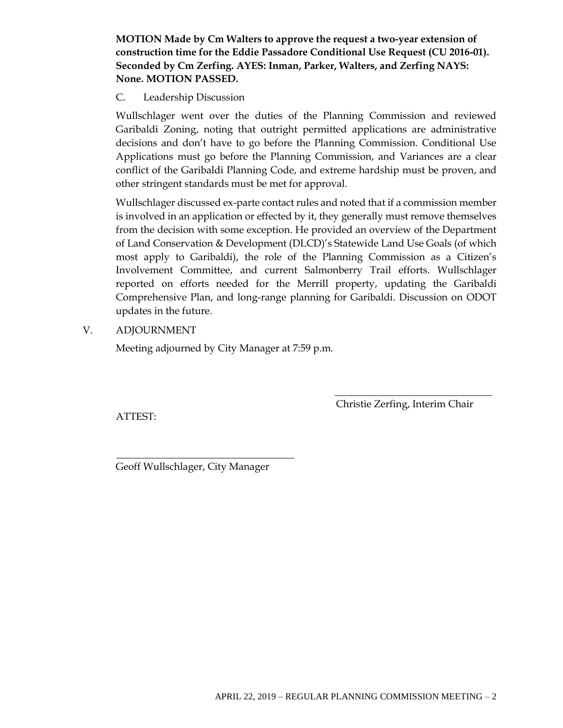**MOTION Made by Cm Walters to approve the request a two-year extension of construction time for the Eddie Passadore Conditional Use Request (CU 2016-01). Seconded by Cm Zerfing. AYES: Inman, Parker, Walters, and Zerfing NAYS: None. MOTION PASSED.**

C. Leadership Discussion

Wullschlager went over the duties of the Planning Commission and reviewed Garibaldi Zoning, noting that outright permitted applications are administrative decisions and don't have to go before the Planning Commission. Conditional Use Applications must go before the Planning Commission, and Variances are a clear conflict of the Garibaldi Planning Code, and extreme hardship must be proven, and other stringent standards must be met for approval.

Wullschlager discussed ex-parte contact rules and noted that if a commission member is involved in an application or effected by it, they generally must remove themselves from the decision with some exception. He provided an overview of the Department of Land Conservation & Development (DLCD)'s Statewide Land Use Goals (of which most apply to Garibaldi), the role of the Planning Commission as a Citizen's Involvement Committee, and current Salmonberry Trail efforts. Wullschlager reported on efforts needed for the Merrill property, updating the Garibaldi Comprehensive Plan, and long-range planning for Garibaldi. Discussion on ODOT updates in the future.

V. ADJOURNMENT

Meeting adjourned by City Manager at 7:59 p.m.

\_\_\_\_\_\_\_\_\_\_\_\_\_\_\_\_\_\_\_\_\_\_\_\_\_\_\_\_\_\_\_\_

Christie Zerfing, Interim Chair

ATTEST:

\_\_\_\_\_\_\_\_\_\_\_\_\_\_\_\_\_\_\_\_\_\_\_\_\_\_\_\_\_\_\_\_

Geoff Wullschlager, City Manager